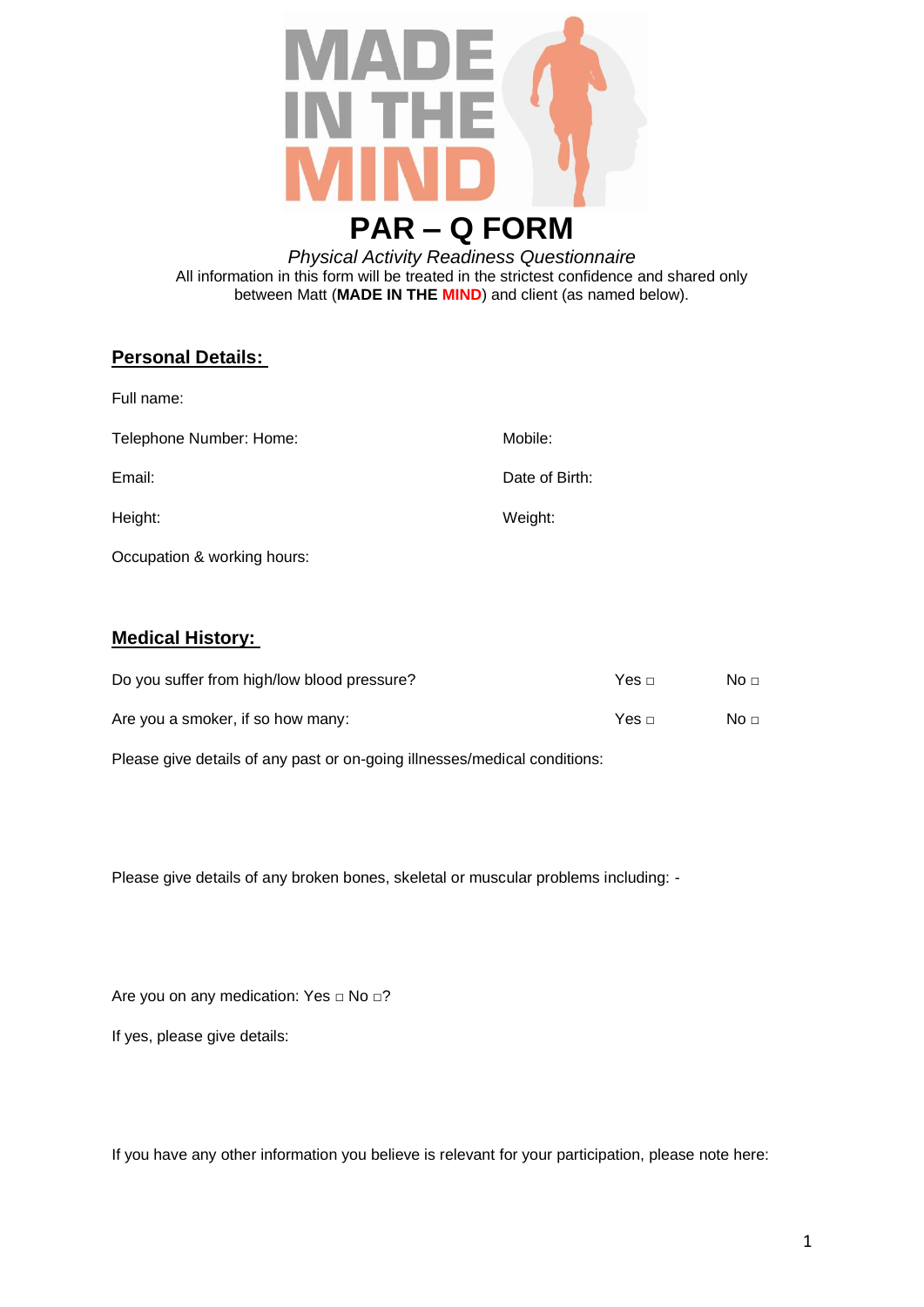MADE IN THE MIND

# PAR – Q FORM

*Physical Activity Readiness Questionnaire*

All information in this form will be treated in the strictest confidence and shared only between Matt (**MADE IN THE MIND**) and client (as named below).

## Personal Details:

Full name:

Telephone Number: Home: Mobile:

Email: Date of Birth:

Height: Weight:

Occupation & working hours:

## Medical History:

Do you suffer from high/low blood pressure? Yes □ No □

Are you a smoker, if so how many: Yes □ No □

Please give details of any past or on-going illnesses/medical conditions:

Please give details of any broken bones, skeletal or muscular problems including: -

Are you on any medication: Yes □ No □?

If yes, please give details:

If you have any other information you believe is relevant for your participation, please note here: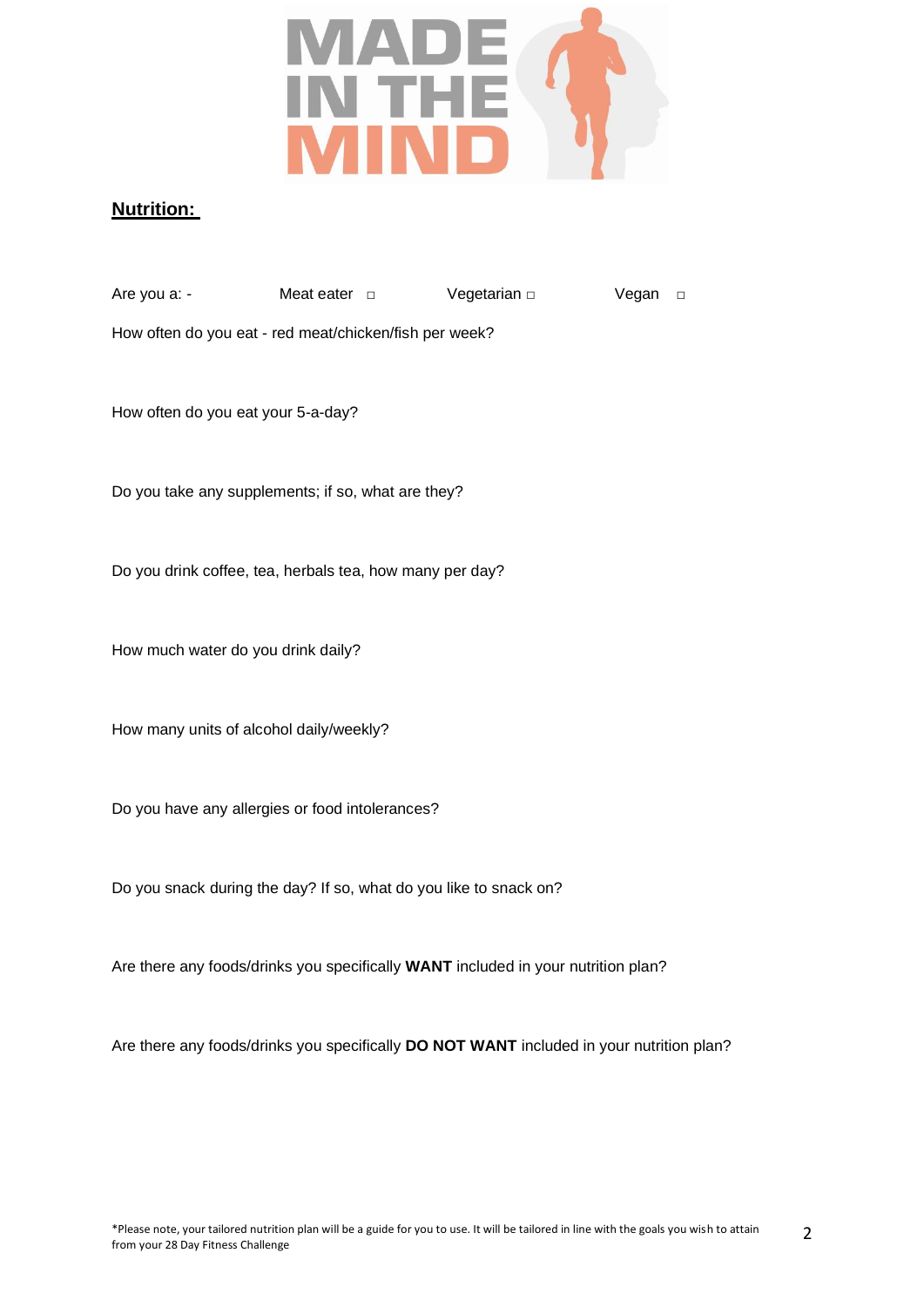## Nutrition:

Are you a: - Meat eater ☐ Vegetarian ☐ Vegan ☐

How often do you eat - red meat/chicken/fish per week?

How often do you eat your 5-a-day?

Do you take any supplements; if so, what are they?

Do you drink coffee, tea, herbals tea, how many per day?

How much water do you drink daily?

How many units of alcohol daily/weekly?

Do you have any allergies or food intolerances?

Do you snack during the day? If so, what do you like to snack on?

Are there any foods/drinks you specifically **WANT** included in your nutrition plan?

Are there any foods/drinks you specifically **DO NOT WANT** included in your nutrition plan?

*Please note, your tailored nutrition plan will be a guide for you to use. It will be tailored in line with the goals you wish to attain from your 28 Day Fitness Challenge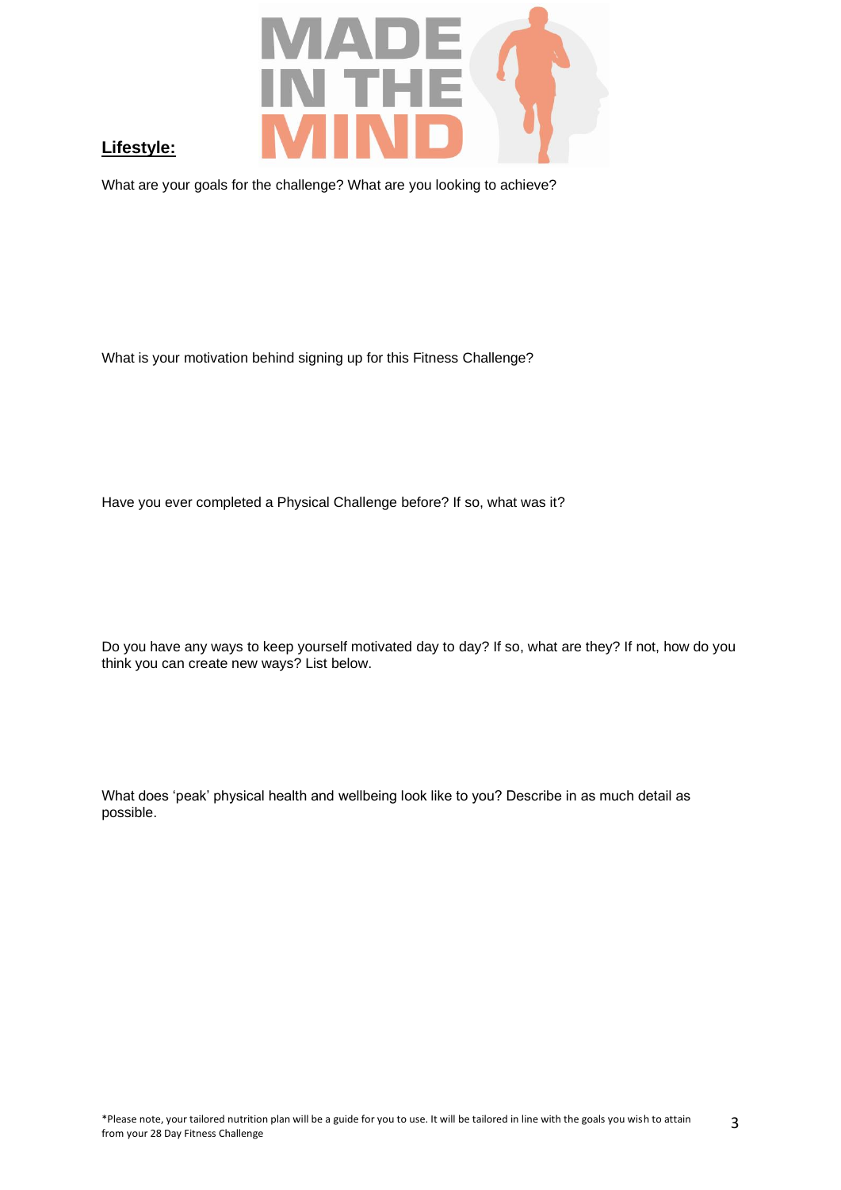**Lifestyle:**

What are your goals for the challenge? What are you looking to achieve?

What is your motivation behind signing up for this Fitness Challenge?

Have you ever completed a Physical Challenge before? If so, what was it?

Do you have any ways to keep yourself motivated day to day? If so, what are they? If not, how do you think you can create new ways? List below.

What does 'peak' physical health and wellbeing look like to you? Describe in as much detail as possible.

*Please note, your tailored nutrition plan will be a guide for you to use. It will be tailored in line with the goals you wish to attain from your 28 Day Fitness Challenge